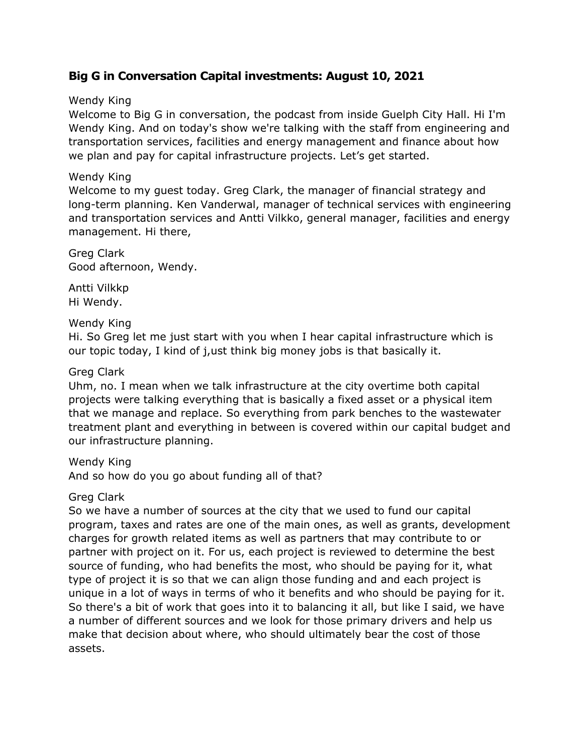## Big G in Conversation Capital investments: August 10, 2021

Wendy King
Welcome to Big G in conversation, the podcast from inside Guelph City Hall. Hi I'm Wendy King. And on today's show we're talking with the staff from engineering and transportation services, facilities and energy management and finance about how we plan and pay for capital infrastructure projects. Let's get started.

Wendy King
Welcome to my guest today. Greg Clark, the manager of financial strategy and long-term planning. Ken Vanderwal, manager of technical services with engineering and transportation services and Antti Vilkko, general manager, facilities and energy management. Hi there,

Greg Clark
Good afternoon, Wendy.

Antti Vilkkp
Hi Wendy.

Wendy King
Hi. So Greg let me just start with you when I hear capital infrastructure which is our topic today, I kind of j,ust think big money jobs is that basically it.

Greg Clark
Uhm, no. I mean when we talk infrastructure at the city overtime both capital projects were talking everything that is basically a fixed asset or a physical item that we manage and replace. So everything from park benches to the wastewater treatment plant and everything in between is covered within our capital budget and our infrastructure planning.

Wendy King
And so how do you go about funding all of that?

Greg Clark
So we have a number of sources at the city that we used to fund our capital program, taxes and rates are one of the main ones, as well as grants, development charges for growth related items as well as partners that may contribute to or partner with project on it. For us, each project is reviewed to determine the best source of funding, who had benefits the most, who should be paying for it, what type of project it is so that we can align those funding and and each project is unique in a lot of ways in terms of who it benefits and who should be paying for it. So there's a bit of work that goes into it to balancing it all, but like I said, we have a number of different sources and we look for those primary drivers and help us make that decision about where, who should ultimately bear the cost of those assets.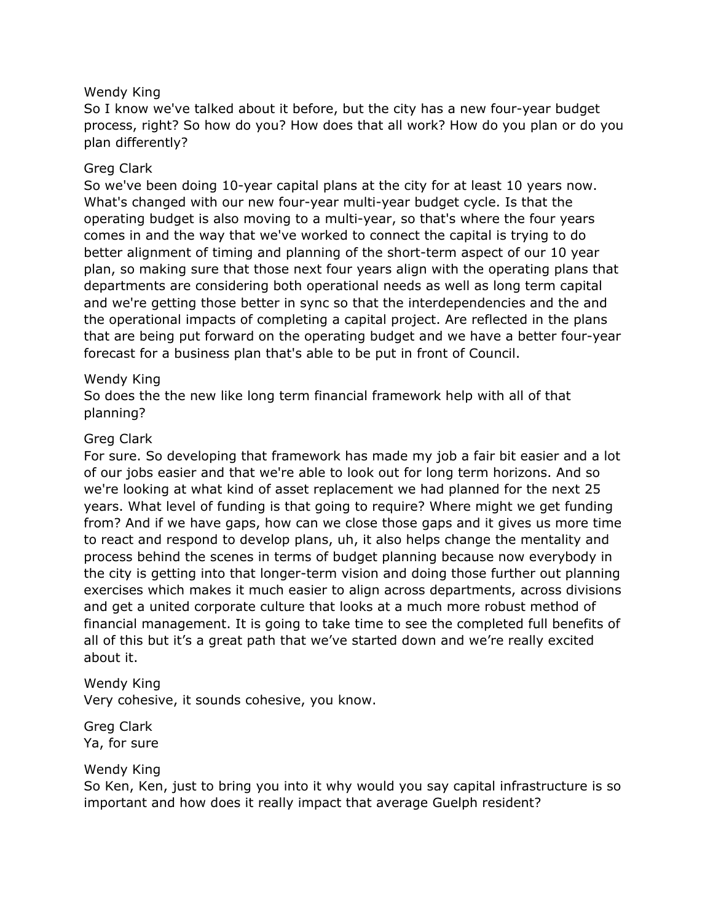Wendy King
So I know we've talked about it before, but the city has a new four-year budget process, right? So how do you? How does that all work? How do you plan or do you plan differently?

Greg Clark
So we've been doing 10-year capital plans at the city for at least 10 years now. What's changed with our new four-year multi-year budget cycle. Is that the operating budget is also moving to a multi-year, so that's where the four years comes in and the way that we've worked to connect the capital is trying to do better alignment of timing and planning of the short-term aspect of our 10 year plan, so making sure that those next four years align with the operating plans that departments are considering both operational needs as well as long term capital and we're getting those better in sync so that the interdependencies and the and the operational impacts of completing a capital project. Are reflected in the plans that are being put forward on the operating budget and we have a better four-year forecast for a business plan that's able to be put in front of Council.

Wendy King
So does the the new like long term financial framework help with all of that planning?

Greg Clark
For sure. So developing that framework has made my job a fair bit easier and a lot of our jobs easier and that we're able to look out for long term horizons. And so we're looking at what kind of asset replacement we had planned for the next 25 years. What level of funding is that going to require? Where might we get funding from? And if we have gaps, how can we close those gaps and it gives us more time to react and respond to develop plans, uh, it also helps change the mentality and process behind the scenes in terms of budget planning because now everybody in the city is getting into that longer-term vision and doing those further out planning exercises which makes it much easier to align across departments, across divisions and get a united corporate culture that looks at a much more robust method of financial management. It is going to take time to see the completed full benefits of all of this but it's a great path that we've started down and we're really excited about it.

Wendy King
Very cohesive, it sounds cohesive, you know.

Greg Clark
Ya, for sure

Wendy King
So Ken, Ken, just to bring you into it why would you say capital infrastructure is so important and how does it really impact that average Guelph resident?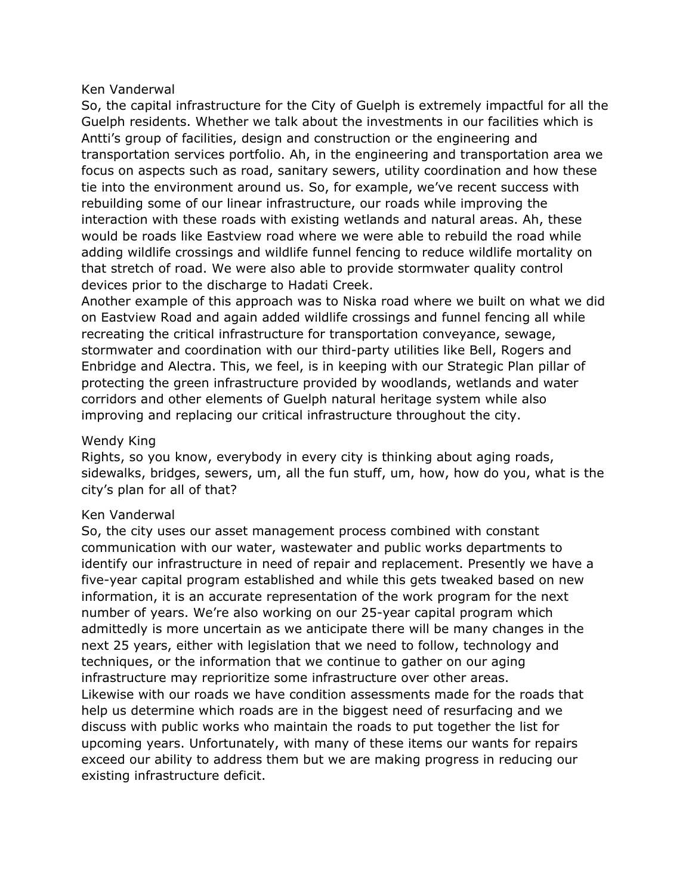Ken Vanderwal

So, the capital infrastructure for the City of Guelph is extremely impactful for all the Guelph residents. Whether we talk about the investments in our facilities which is Antti's group of facilities, design and construction or the engineering and transportation services portfolio. Ah, in the engineering and transportation area we focus on aspects such as road, sanitary sewers, utility coordination and how these tie into the environment around us. So, for example, we've recent success with rebuilding some of our linear infrastructure, our roads while improving the interaction with these roads with existing wetlands and natural areas. Ah, these would be roads like Eastview road where we were able to rebuild the road while adding wildlife crossings and wildlife funnel fencing to reduce wildlife mortality on that stretch of road. We were also able to provide stormwater quality control devices prior to the discharge to Hadati Creek.

Another example of this approach was to Niska road where we built on what we did on Eastview Road and again added wildlife crossings and funnel fencing all while recreating the critical infrastructure for transportation conveyance, sewage, stormwater and coordination with our third-party utilities like Bell, Rogers and Enbridge and Alectra. This, we feel, is in keeping with our Strategic Plan pillar of protecting the green infrastructure provided by woodlands, wetlands and water corridors and other elements of Guelph natural heritage system while also improving and replacing our critical infrastructure throughout the city.

Wendy King

Rights, so you know, everybody in every city is thinking about aging roads, sidewalks, bridges, sewers, um, all the fun stuff, um, how, how do you, what is the city's plan for all of that?

Ken Vanderwal

So, the city uses our asset management process combined with constant communication with our water, wastewater and public works departments to identify our infrastructure in need of repair and replacement. Presently we have a five-year capital program established and while this gets tweaked based on new information, it is an accurate representation of the work program for the next number of years. We're also working on our 25-year capital program which admittedly is more uncertain as we anticipate there will be many changes in the next 25 years, either with legislation that we need to follow, technology and techniques, or the information that we continue to gather on our aging infrastructure may reprioritize some infrastructure over other areas.

Likewise with our roads we have condition assessments made for the roads that help us determine which roads are in the biggest need of resurfacing and we discuss with public works who maintain the roads to put together the list for upcoming years. Unfortunately, with many of these items our wants for repairs exceed our ability to address them but we are making progress in reducing our existing infrastructure deficit.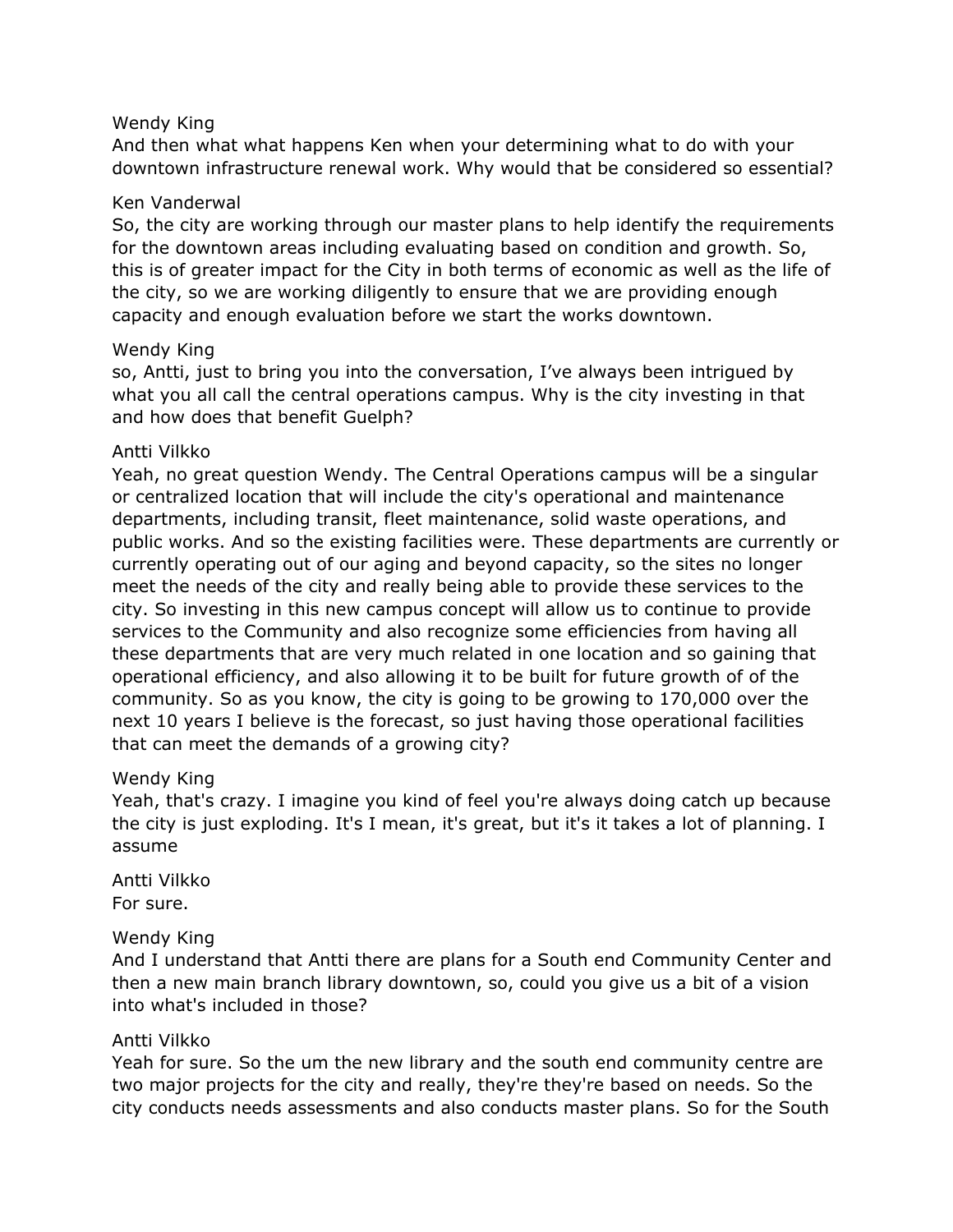Wendy King
And then what what happens Ken when your determining what to do with your downtown infrastructure renewal work. Why would that be considered so essential?

Ken Vanderwal
So, the city are working through our master plans to help identify the requirements for the downtown areas including evaluating based on condition and growth. So, this is of greater impact for the City in both terms of economic as well as the life of the city, so we are working diligently to ensure that we are providing enough capacity and enough evaluation before we start the works downtown.

Wendy King
so, Antti, just to bring you into the conversation, I've always been intrigued by what you all call the central operations campus. Why is the city investing in that and how does that benefit Guelph?

Antti Vilkko
Yeah, no great question Wendy. The Central Operations campus will be a singular or centralized location that will include the city's operational and maintenance departments, including transit, fleet maintenance, solid waste operations, and public works. And so the existing facilities were. These departments are currently or currently operating out of our aging and beyond capacity, so the sites no longer meet the needs of the city and really being able to provide these services to the city. So investing in this new campus concept will allow us to continue to provide services to the Community and also recognize some efficiencies from having all these departments that are very much related in one location and so gaining that operational efficiency, and also allowing it to be built for future growth of of the community. So as you know, the city is going to be growing to 170,000 over the next 10 years I believe is the forecast, so just having those operational facilities that can meet the demands of a growing city?

Wendy King
Yeah, that's crazy. I imagine you kind of feel you're always doing catch up because the city is just exploding. It's I mean, it's great, but it's it takes a lot of planning. I assume

Antti Vilkko
For sure.

Wendy King
And I understand that Antti there are plans for a South end Community Center and then a new main branch library downtown, so, could you give us a bit of a vision into what's included in those?

Antti Vilkko
Yeah for sure. So the um the new library and the south end community centre are two major projects for the city and really, they're they're based on needs. So the city conducts needs assessments and also conducts master plans. So for the South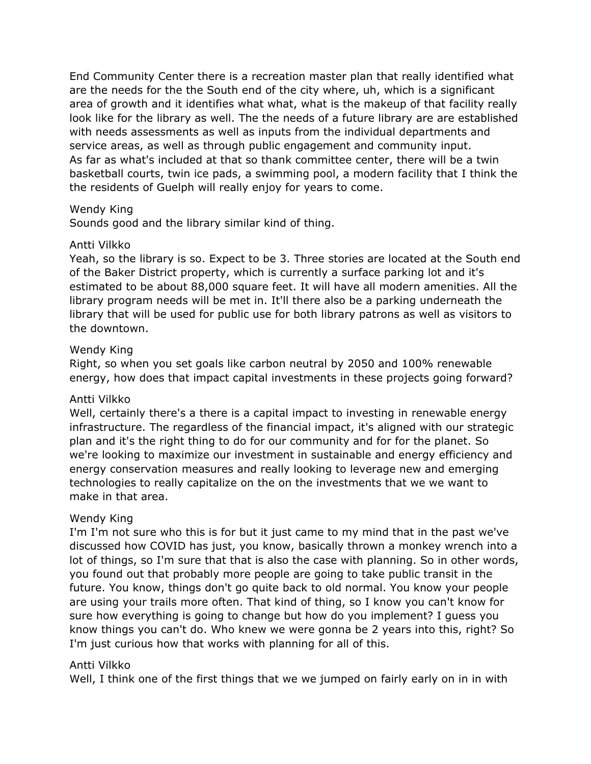End Community Center there is a recreation master plan that really identified what are the needs for the the South end of the city where, uh, which is a significant area of growth and it identifies what what, what is the makeup of that facility really look like for the library as well. The the needs of a future library are are established with needs assessments as well as inputs from the individual departments and service areas, as well as through public engagement and community input.
As far as what's included at that so thank committee center, there will be a twin basketball courts, twin ice pads, a swimming pool, a modern facility that I think the the residents of Guelph will really enjoy for years to come.

Wendy King
Sounds good and the library similar kind of thing.

Antti Vilkko
Yeah, so the library is so. Expect to be 3. Three stories are located at the South end of the Baker District property, which is currently a surface parking lot and it's estimated to be about 88,000 square feet. It will have all modern amenities. All the library program needs will be met in. It'll there also be a parking underneath the library that will be used for public use for both library patrons as well as visitors to the downtown.

Wendy King
Right, so when you set goals like carbon neutral by 2050 and 100% renewable energy, how does that impact capital investments in these projects going forward?

Antti Vilkko
Well, certainly there's a there is a capital impact to investing in renewable energy infrastructure. The regardless of the financial impact, it's aligned with our strategic plan and it's the right thing to do for our community and for for the planet. So we're looking to maximize our investment in sustainable and energy efficiency and energy conservation measures and really looking to leverage new and emerging technologies to really capitalize on the on the investments that we we want to make in that area.

Wendy King
I'm I'm not sure who this is for but it just came to my mind that in the past we've discussed how COVID has just, you know, basically thrown a monkey wrench into a lot of things, so I'm sure that that is also the case with planning. So in other words, you found out that probably more people are going to take public transit in the future. You know, things don't go quite back to old normal. You know your people are using your trails more often. That kind of thing, so I know you can't know for sure how everything is going to change but how do you implement? I guess you know things you can't do. Who knew we were gonna be 2 years into this, right? So I'm just curious how that works with planning for all of this.

Antti Vilkko
Well, I think one of the first things that we we jumped on fairly early on in in with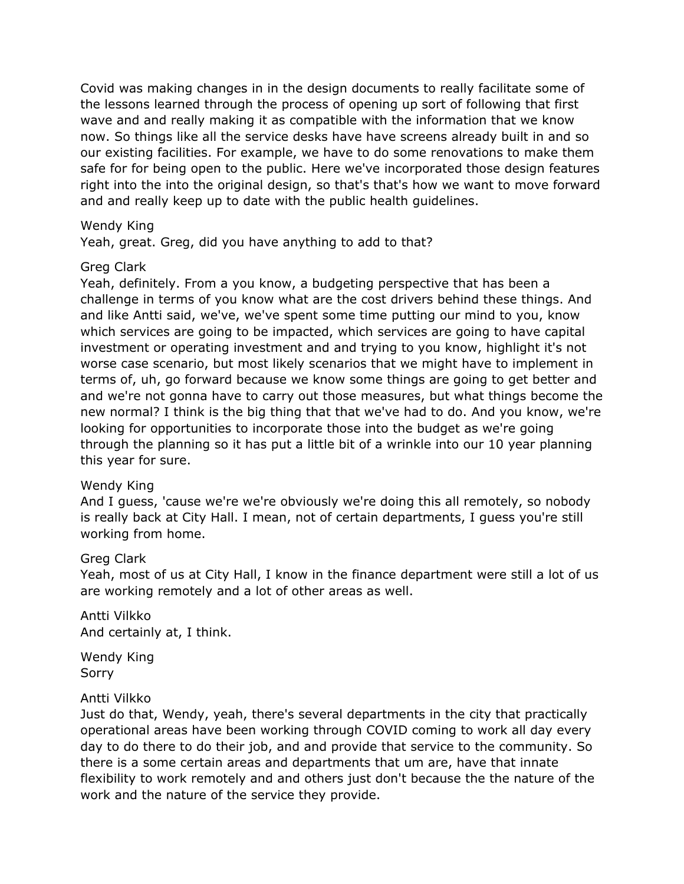Covid was making changes in in the design documents to really facilitate some of the lessons learned through the process of opening up sort of following that first wave and and really making it as compatible with the information that we know now. So things like all the service desks have have screens already built in and so our existing facilities. For example, we have to do some renovations to make them safe for for being open to the public. Here we've incorporated those design features right into the into the original design, so that's that's how we want to move forward and and really keep up to date with the public health guidelines.

Wendy King
Yeah, great. Greg, did you have anything to add to that?

Greg Clark
Yeah, definitely. From a you know, a budgeting perspective that has been a challenge in terms of you know what are the cost drivers behind these things. And and like Antti said, we've, we've spent some time putting our mind to you, know which services are going to be impacted, which services are going to have capital investment or operating investment and and trying to you know, highlight it's not worse case scenario, but most likely scenarios that we might have to implement in terms of, uh, go forward because we know some things are going to get better and and we're not gonna have to carry out those measures, but what things become the new normal? I think is the big thing that that we've had to do. And you know, we're looking for opportunities to incorporate those into the budget as we're going through the planning so it has put a little bit of a wrinkle into our 10 year planning this year for sure.

Wendy King
And I guess, 'cause we're we're obviously we're doing this all remotely, so nobody is really back at City Hall. I mean, not of certain departments, I guess you're still working from home.

Greg Clark
Yeah, most of us at City Hall, I know in the finance department were still a lot of us are working remotely and a lot of other areas as well.

Antti Vilkko
And certainly at, I think.

Wendy King
Sorry

Antti Vilkko
Just do that, Wendy, yeah, there's several departments in the city that practically operational areas have been working through COVID coming to work all day every day to do there to do their job, and and provide that service to the community. So there is a some certain areas and departments that um are, have that innate flexibility to work remotely and and others just don't because the the nature of the work and the nature of the service they provide.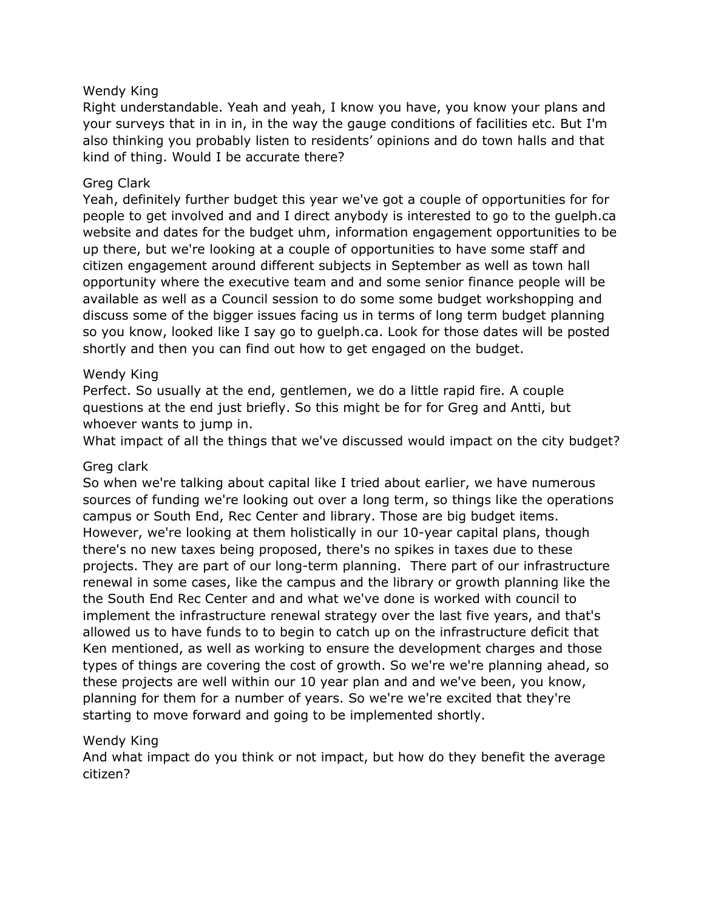Wendy King
Right understandable. Yeah and yeah, I know you have, you know your plans and your surveys that in in in, in the way the gauge conditions of facilities etc. But I'm also thinking you probably listen to residents' opinions and do town halls and that kind of thing. Would I be accurate there?

Greg Clark
Yeah, definitely further budget this year we've got a couple of opportunities for for people to get involved and and I direct anybody is interested to go to the guelph.ca website and dates for the budget uhm, information engagement opportunities to be up there, but we're looking at a couple of opportunities to have some staff and citizen engagement around different subjects in September as well as town hall opportunity where the executive team and and some senior finance people will be available as well as a Council session to do some some budget workshopping and discuss some of the bigger issues facing us in terms of long term budget planning so you know, looked like I say go to guelph.ca. Look for those dates will be posted shortly and then you can find out how to get engaged on the budget.

Wendy King
Perfect. So usually at the end, gentlemen, we do a little rapid fire. A couple questions at the end just briefly. So this might be for for Greg and Antti, but whoever wants to jump in.
What impact of all the things that we've discussed would impact on the city budget?

Greg clark
So when we're talking about capital like I tried about earlier, we have numerous sources of funding we're looking out over a long term, so things like the operations campus or South End, Rec Center and library. Those are big budget items. However, we're looking at them holistically in our 10-year capital plans, though there's no new taxes being proposed, there's no spikes in taxes due to these projects. They are part of our long-term planning. There part of our infrastructure renewal in some cases, like the campus and the library or growth planning like the the South End Rec Center and and what we've done is worked with council to implement the infrastructure renewal strategy over the last five years, and that's allowed us to have funds to to begin to catch up on the infrastructure deficit that Ken mentioned, as well as working to ensure the development charges and those types of things are covering the cost of growth. So we're we're planning ahead, so these projects are well within our 10 year plan and and we've been, you know, planning for them for a number of years. So we're we're excited that they're starting to move forward and going to be implemented shortly.

Wendy King
And what impact do you think or not impact, but how do they benefit the average citizen?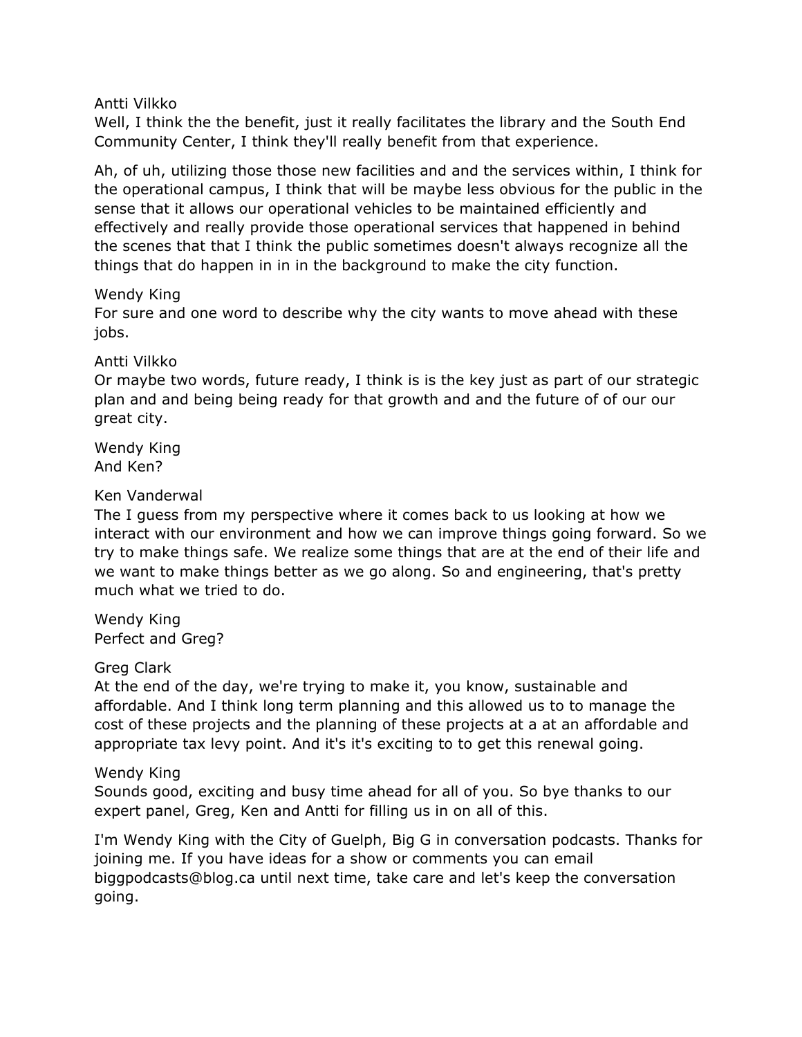Antti Vilkko
Well, I think the the benefit, just it really facilitates the library and the South End Community Center, I think they'll really benefit from that experience.

Ah, of uh, utilizing those those new facilities and and the services within, I think for the operational campus, I think that will be maybe less obvious for the public in the sense that it allows our operational vehicles to be maintained efficiently and effectively and really provide those operational services that happened in behind the scenes that that I think the public sometimes doesn't always recognize all the things that do happen in in in the background to make the city function.

Wendy King
For sure and one word to describe why the city wants to move ahead with these jobs.

Antti Vilkko
Or maybe two words, future ready, I think is is the key just as part of our strategic plan and and being being ready for that growth and and the future of of our our great city.

Wendy King
And Ken?

Ken Vanderwal
The I guess from my perspective where it comes back to us looking at how we interact with our environment and how we can improve things going forward. So we try to make things safe. We realize some things that are at the end of their life and we want to make things better as we go along. So and engineering, that's pretty much what we tried to do.

Wendy King
Perfect and Greg?

Greg Clark
At the end of the day, we're trying to make it, you know, sustainable and affordable. And I think long term planning and this allowed us to to manage the cost of these projects and the planning of these projects at a at an affordable and appropriate tax levy point. And it's it's exciting to to get this renewal going.

Wendy King
Sounds good, exciting and busy time ahead for all of you. So bye thanks to our expert panel, Greg, Ken and Antti for filling us in on all of this.

I'm Wendy King with the City of Guelph, Big G in conversation podcasts. Thanks for joining me. If you have ideas for a show or comments you can email biggpodcasts@blog.ca until next time, take care and let's keep the conversation going.